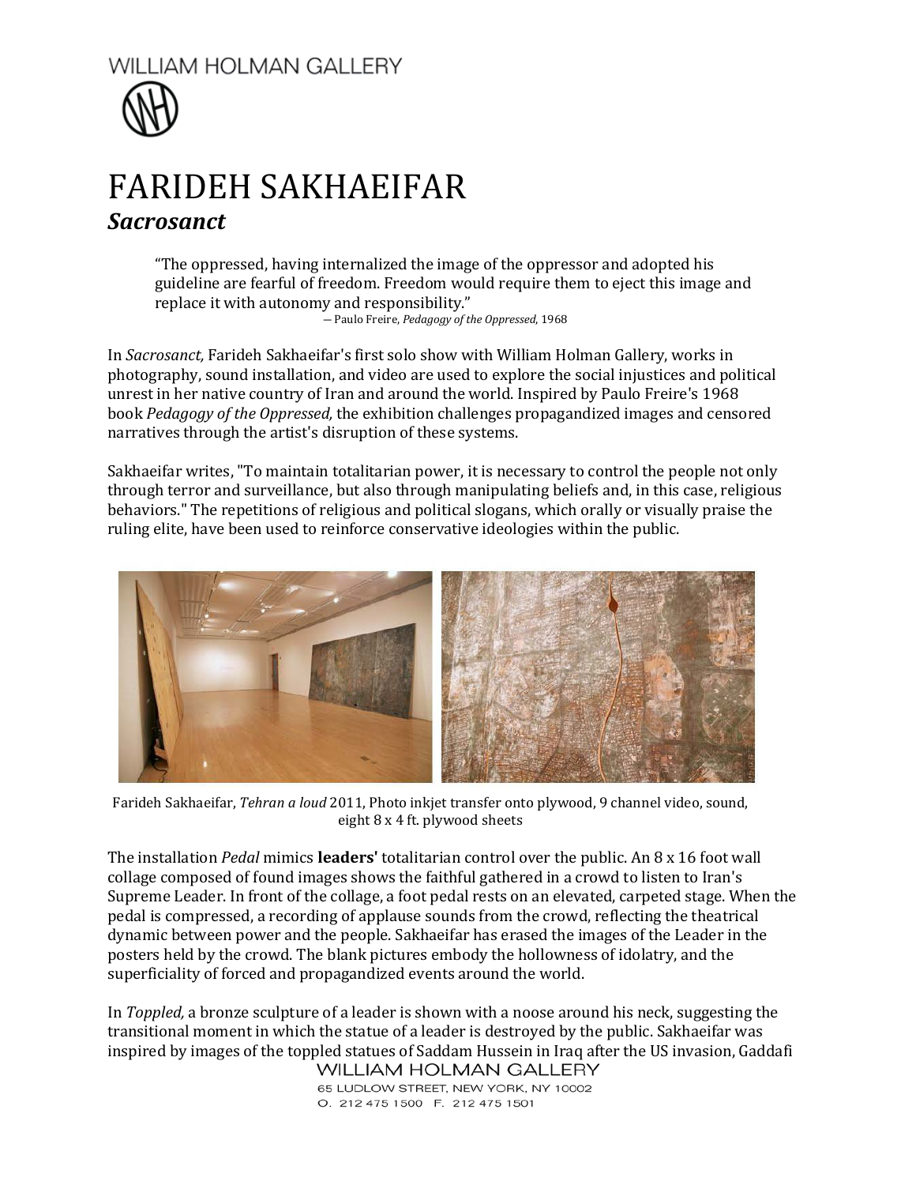WILLIAM HOLMAN GALLERY

# FARIDEH SAKHAEIFAR

## *Sacrosanct*

> "The oppressed, having internalized the image of the oppressor and adopted his guideline are fearful of freedom. Freedom would require them to eject this image and replace it with autonomy and responsibility."
>
> — Paulo Freire, *Pedagogy of the Oppressed*, 1968

In *Sacrosanct,* Farideh Sakhaeifar's first solo show with William Holman Gallery, works in photography, sound installation, and video are used to explore the social injustices and political unrest in her native country of Iran and around the world. Inspired by Paulo Freire's 1968 book *Pedagogy of the Oppressed,* the exhibition challenges propagandized images and censored narratives through the artist's disruption of these systems.

Sakhaeifar writes, "To maintain totalitarian power, it is necessary to control the people not only through terror and surveillance, but also through manipulating beliefs and, in this case, religious behaviors." The repetitions of religious and political slogans, which orally or visually praise the ruling elite, have been used to reinforce conservative ideologies within the public.

Farideh Sakhaeifar, *Tehran a loud* 2011, Photo inkjet transfer onto plywood, 9 channel video, sound, eight 8 x 4 ft. plywood sheets

The installation *Pedal* mimics **leaders'** totalitarian control over the public. An 8 x 16 foot wall collage composed of found images shows the faithful gathered in a crowd to listen to Iran's Supreme Leader. In front of the collage, a foot pedal rests on an elevated, carpeted stage. When the pedal is compressed, a recording of applause sounds from the crowd, reflecting the theatrical dynamic between power and the people. Sakhaeifar has erased the images of the Leader in the posters held by the crowd. The blank pictures embody the hollowness of idolatry, and the superficiality of forced and propagandized events around the world.

In *Toppled,* a bronze sculpture of a leader is shown with a noose around his neck, suggesting the transitional moment in which the statue of a leader is destroyed by the public. Sakhaeifar was inspired by images of the toppled statues of Saddam Hussein in Iraq after the US invasion, Gaddafi

WILLIAM HOLMAN GALLERY
65 LUDLOW STREET, NEW YORK, NY 10002
O. 212 475 1500 F. 212 475 1501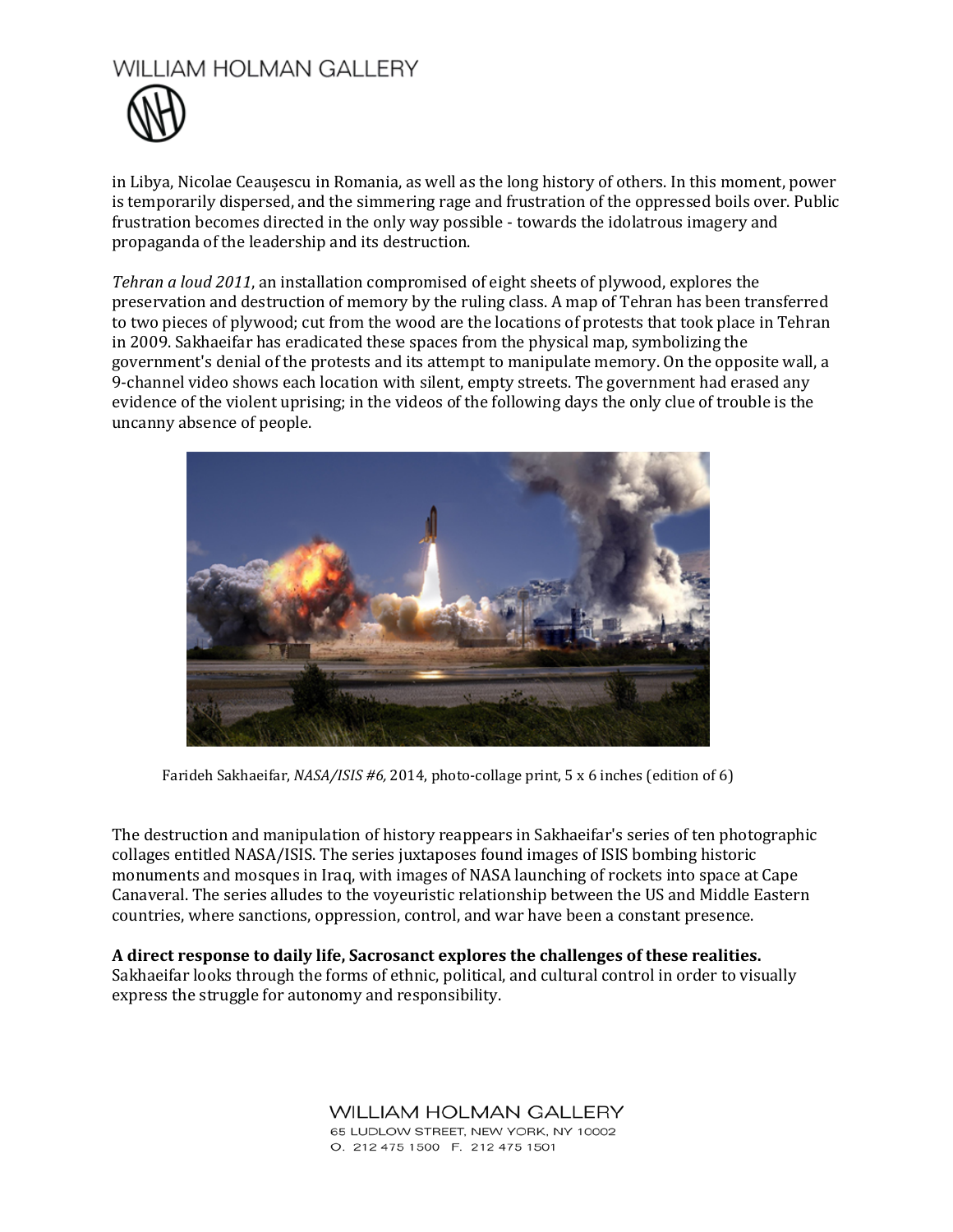in Libya, Nicolae Ceaușescu in Romania, as well as the long history of others. In this moment, power is temporarily dispersed, and the simmering rage and frustration of the oppressed boils over. Public frustration becomes directed in the only way possible - towards the idolatrous imagery and propaganda of the leadership and its destruction.

*Tehran a loud 2011*, an installation compromised of eight sheets of plywood, explores the preservation and destruction of memory by the ruling class. A map of Tehran has been transferred to two pieces of plywood; cut from the wood are the locations of protests that took place in Tehran in 2009. Sakhaeifar has eradicated these spaces from the physical map, symbolizing the government's denial of the protests and its attempt to manipulate memory. On the opposite wall, a 9-channel video shows each location with silent, empty streets. The government had erased any evidence of the violent uprising; in the videos of the following days the only clue of trouble is the uncanny absence of people.

Farideh Sakhaeifar, *NASA/ISIS #6,* 2014, photo-collage print, 5 x 6 inches (edition of 6)

The destruction and manipulation of history reappears in Sakhaeifar's series of ten photographic collages entitled NASA/ISIS. The series juxtaposes found images of ISIS bombing historic monuments and mosques in Iraq, with images of NASA launching of rockets into space at Cape Canaveral. The series alludes to the voyeuristic relationship between the US and Middle Eastern countries, where sanctions, oppression, control, and war have been a constant presence.

**A direct response to daily life, Sacrosanct explores the challenges of these realities.** Sakhaeifar looks through the forms of ethnic, political, and cultural control in order to visually express the struggle for autonomy and responsibility.